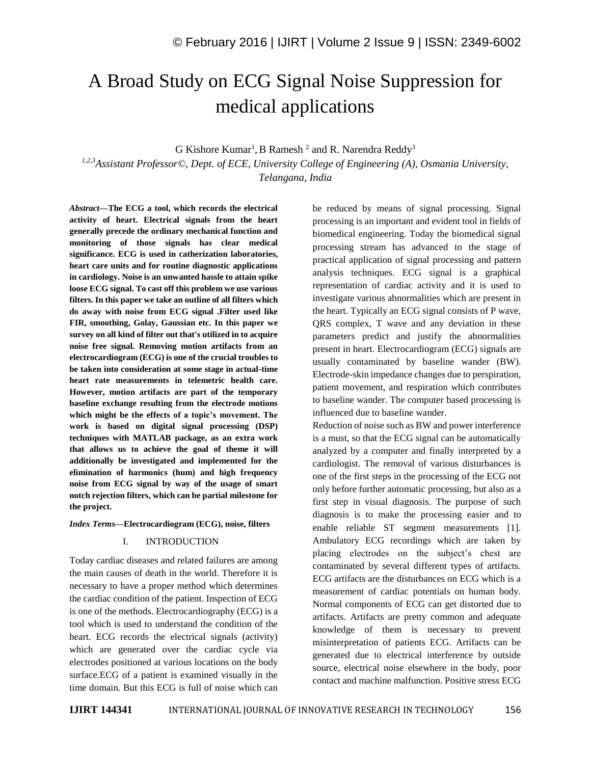# A Broad Study on ECG Signal Noise Suppression for medical applications

G Kishore Kumar[1], B Ramesh [2] and R. Narendra Reddy[3]

*[1,2,3]Assistant Professor©, Dept. of ECE, University College of Engineering (A), Osmania University, Telangana, India*

***Abstract*—The ECG a tool, which records the electrical activity of heart. Electrical signals from the heart generally precede the ordinary mechanical function and monitoring of those signals has clear medical significance. ECG is used in catherization laboratories, heart care units and for routine diagnostic applications in cardiology. Noise is an unwanted hassle to attain spike loose ECG signal. To cast off this problem we use various filters. In this paper we take an outline of all filters which do away with noise from ECG signal .Filter used like FIR, smoothing, Golay, Gaussian etc. In this paper we survey on all kind of filter out that's utilized in to acquire noise free signal. Removing motion artifacts from an electrocardiogram (ECG) is one of the crucial troubles to be taken into consideration at some stage in actual-time heart rate measurements in telemetric health care. However, motion artifacts are part of the temporary baseline exchange resulting from the electrode motions which might be the effects of a topic's movement. The work is based on digital signal processing (DSP) techniques with MATLAB package, as an extra work that allows us to achieve the goal of theme it will additionally be investigated and implemented for the elimination of harmonics (hum) and high frequency noise from ECG signal by way of the usage of smart notch rejection filters, which can be partial milestone for the project.**

***Index Terms*—Electrocardiogram (ECG), noise, filters**

## I. INTRODUCTION

Today cardiac diseases and related failures are among the main causes of death in the world. Therefore it is necessary to have a proper method which determines the cardiac condition of the patient. Inspection of ECG is one of the methods. Electrocardiography (ECG) is a tool which is used to understand the condition of the heart. ECG records the electrical signals (activity) which are generated over the cardiac cycle via electrodes positioned at various locations on the body surface.ECG of a patient is examined visually in the time domain. But this ECG is full of noise which can be reduced by means of signal processing. Signal processing is an important and evident tool in fields of biomedical engineering. Today the biomedical signal processing stream has advanced to the stage of practical application of signal processing and pattern analysis techniques. ECG signal is a graphical representation of cardiac activity and it is used to investigate various abnormalities which are present in the heart. Typically an ECG signal consists of P wave, QRS complex, T wave and any deviation in these parameters predict and justify the abnormalities present in heart. Electrocardiogram (ECG) signals are usually contaminated by baseline wander (BW). Electrode-skin impedance changes due to perspiration, patient movement, and respiration which contributes to baseline wander. The computer based processing is influenced due to baseline wander.

Reduction of noise such as BW and power interference is a must, so that the ECG signal can be automatically analyzed by a computer and finally interpreted by a cardiologist. The removal of various disturbances is one of the first steps in the processing of the ECG not only before further automatic processing, but also as a first step in visual diagnosis. The purpose of such diagnosis is to make the processing easier and to enable reliable ST segment measurements [1]. Ambulatory ECG recordings which are taken by placing electrodes on the subject's chest are contaminated by several different types of artifacts. ECG artifacts are the disturbances on ECG which is a measurement of cardiac potentials on human body. Normal components of ECG can get distorted due to artifacts. Artifacts are pretty common and adequate knowledge of them is necessary to prevent misinterpretation of patients ECG. Artifacts can be generated due to electrical interference by outside source, electrical noise elsewhere in the body, poor contact and machine malfunction. Positive stress ECG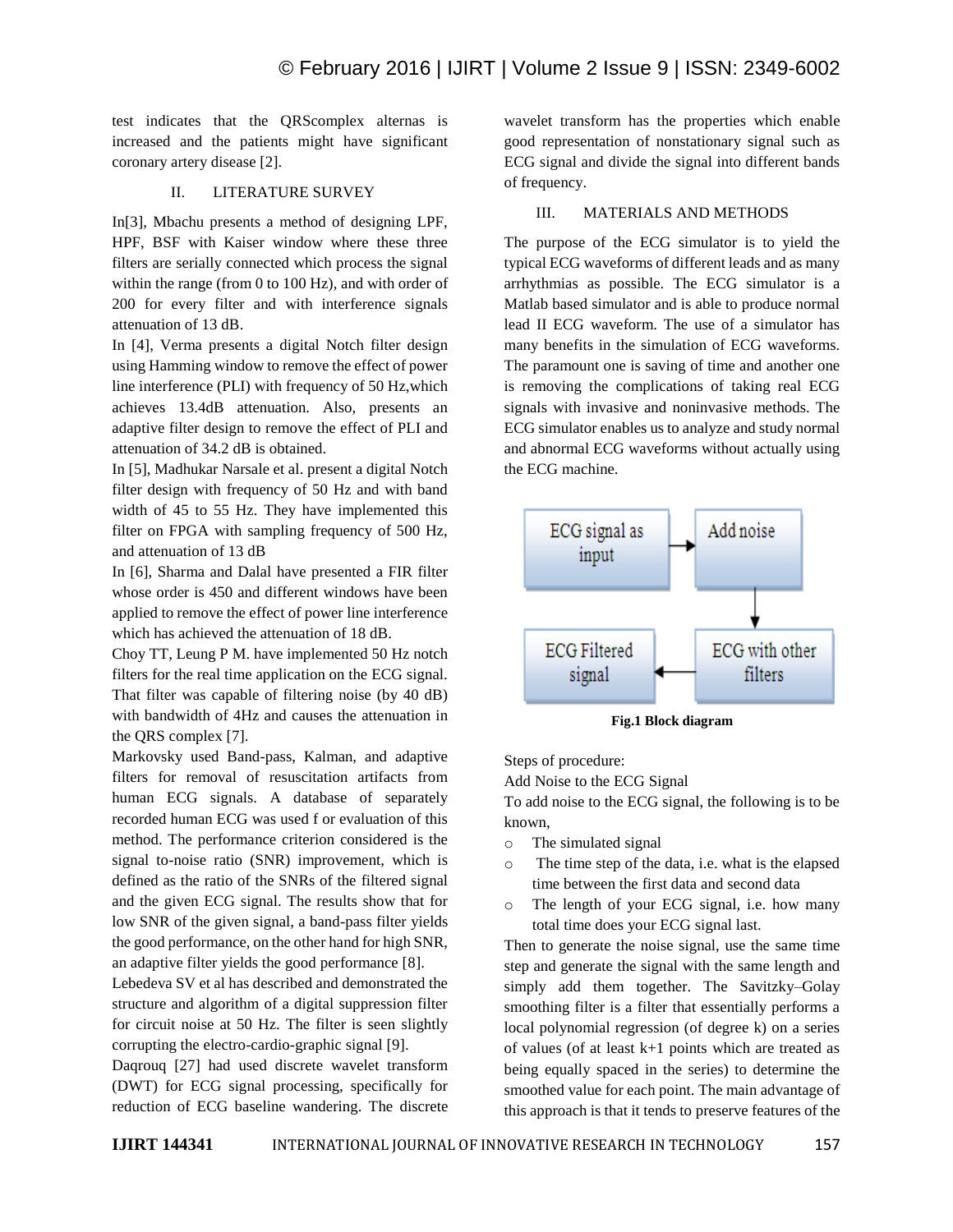test indicates that the QRScomplex alternas is increased and the patients might have significant coronary artery disease [2].

## II. LITERATURE SURVEY

In[3], Mbachu presents a method of designing LPF, HPF, BSF with Kaiser window where these three filters are serially connected which process the signal within the range (from 0 to 100 Hz), and with order of 200 for every filter and with interference signals attenuation of 13 dB.

In [4], Verma presents a digital Notch filter design using Hamming window to remove the effect of power line interference (PLI) with frequency of 50 Hz,which achieves 13.4dB attenuation. Also, presents an adaptive filter design to remove the effect of PLI and attenuation of 34.2 dB is obtained.

In [5], Madhukar Narsale et al. present a digital Notch filter design with frequency of 50 Hz and with band width of 45 to 55 Hz. They have implemented this filter on FPGA with sampling frequency of 500 Hz, and attenuation of 13 dB

In [6], Sharma and Dalal have presented a FIR filter whose order is 450 and different windows have been applied to remove the effect of power line interference which has achieved the attenuation of 18 dB.

Choy TT, Leung P M. have implemented 50 Hz notch filters for the real time application on the ECG signal. That filter was capable of filtering noise (by 40 dB) with bandwidth of 4Hz and causes the attenuation in the QRS complex [7].

Markovsky used Band-pass, Kalman, and adaptive filters for removal of resuscitation artifacts from human ECG signals. A database of separately recorded human ECG was used f or evaluation of this method. The performance criterion considered is the signal to-noise ratio (SNR) improvement, which is defined as the ratio of the SNRs of the filtered signal and the given ECG signal. The results show that for low SNR of the given signal, a band-pass filter yields the good performance, on the other hand for high SNR, an adaptive filter yields the good performance [8].

Lebedeva SV et al has described and demonstrated the structure and algorithm of a digital suppression filter for circuit noise at 50 Hz. The filter is seen slightly corrupting the electro-cardio-graphic signal [9].

Daqrouq [27] had used discrete wavelet transform (DWT) for ECG signal processing, specifically for reduction of ECG baseline wandering. The discrete wavelet transform has the properties which enable good representation of nonstationary signal such as ECG signal and divide the signal into different bands of frequency.

## III. MATERIALS AND METHODS

The purpose of the ECG simulator is to yield the typical ECG waveforms of different leads and as many arrhythmias as possible. The ECG simulator is a Matlab based simulator and is able to produce normal lead II ECG waveform. The use of a simulator has many benefits in the simulation of ECG waveforms. The paramount one is saving of time and another one is removing the complications of taking real ECG signals with invasive and noninvasive methods. The ECG simulator enables us to analyze and study normal and abnormal ECG waveforms without actually using the ECG machine.

ECG signal as input → Add noise → ECG with other filters → ECG Filtered signal

**Fig.1 Block diagram**

Steps of procedure:

Add Noise to the ECG Signal

To add noise to the ECG signal, the following is to be known,

- The simulated signal
- The time step of the data, i.e. what is the elapsed time between the first data and second data
- The length of your ECG signal, i.e. how many total time does your ECG signal last.

Then to generate the noise signal, use the same time step and generate the signal with the same length and simply add them together. The Savitzky–Golay smoothing filter is a filter that essentially performs a local polynomial regression (of degree k) on a series of values (of at least k+1 points which are treated as being equally spaced in the series) to determine the smoothed value for each point. The main advantage of this approach is that it tends to preserve features of the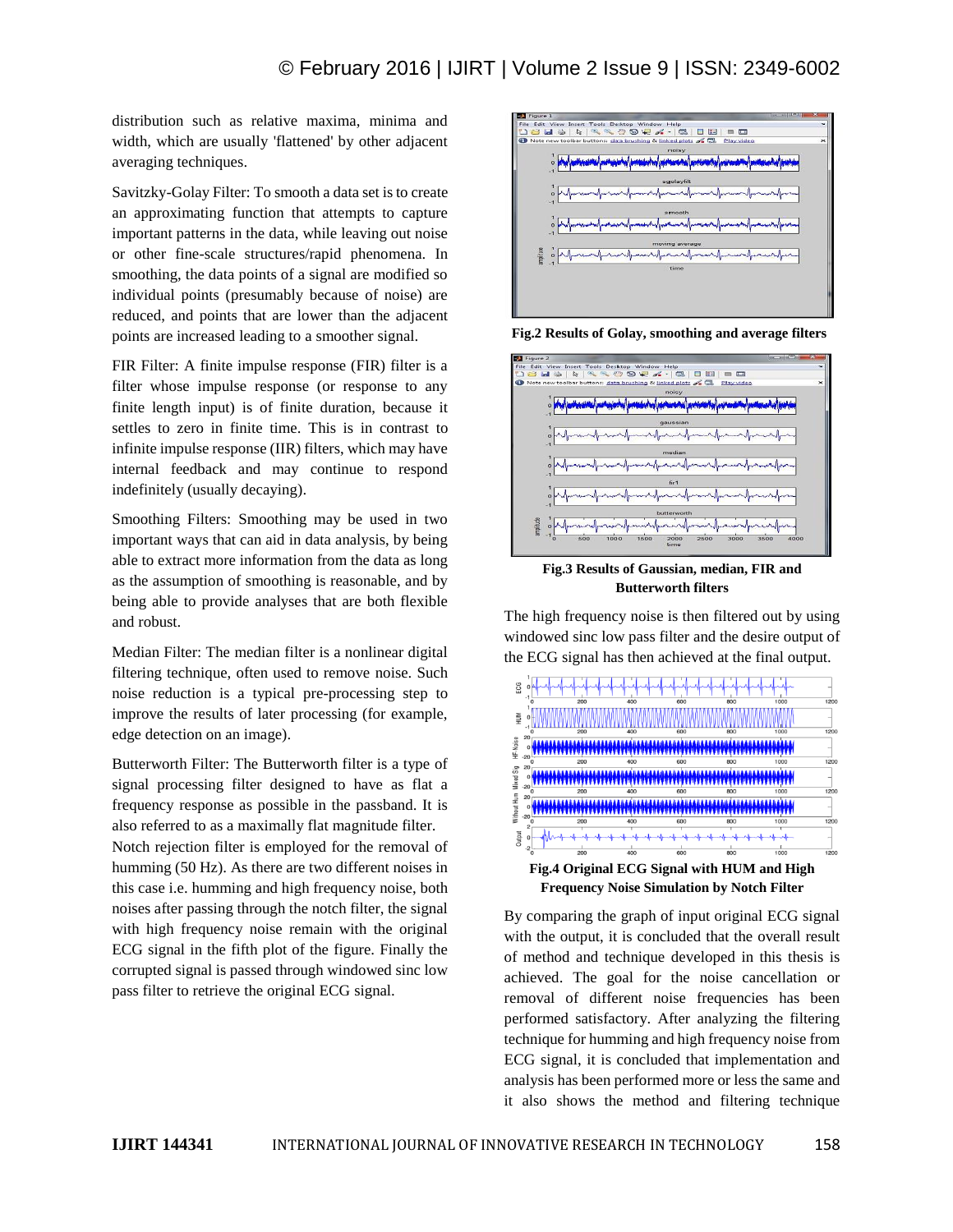distribution such as relative maxima, minima and width, which are usually 'flattened' by other adjacent averaging techniques.

Savitzky-Golay Filter: To smooth a data set is to create an approximating function that attempts to capture important patterns in the data, while leaving out noise or other fine-scale structures/rapid phenomena. In smoothing, the data points of a signal are modified so individual points (presumably because of noise) are reduced, and points that are lower than the adjacent points are increased leading to a smoother signal.

FIR Filter: A finite impulse response (FIR) filter is a filter whose impulse response (or response to any finite length input) is of finite duration, because it settles to zero in finite time. This is in contrast to infinite impulse response (IIR) filters, which may have internal feedback and may continue to respond indefinitely (usually decaying).

Smoothing Filters: Smoothing may be used in two important ways that can aid in data analysis, by being able to extract more information from the data as long as the assumption of smoothing is reasonable, and by being able to provide analyses that are both flexible and robust.

Median Filter: The median filter is a nonlinear digital filtering technique, often used to remove noise. Such noise reduction is a typical pre-processing step to improve the results of later processing (for example, edge detection on an image).

Butterworth Filter: The Butterworth filter is a type of signal processing filter designed to have as flat a frequency response as possible in the passband. It is also referred to as a maximally flat magnitude filter.

Notch rejection filter is employed for the removal of humming (50 Hz). As there are two different noises in this case i.e. humming and high frequency noise, both noises after passing through the notch filter, the signal with high frequency noise remain with the original ECG signal in the fifth plot of the figure. Finally the corrupted signal is passed through windowed sinc low pass filter to retrieve the original ECG signal.

**Fig.2 Results of Golay, smoothing and average filters**

**Fig.3 Results of Gaussian, median, FIR and Butterworth filters**

The high frequency noise is then filtered out by using windowed sinc low pass filter and the desire output of the ECG signal has then achieved at the final output.

**Fig.4 Original ECG Signal with HUM and High Frequency Noise Simulation by Notch Filter**

By comparing the graph of input original ECG signal with the output, it is concluded that the overall result of method and technique developed in this thesis is achieved. The goal for the noise cancellation or removal of different noise frequencies has been performed satisfactory. After analyzing the filtering technique for humming and high frequency noise from ECG signal, it is concluded that implementation and analysis has been performed more or less the same and it also shows the method and filtering technique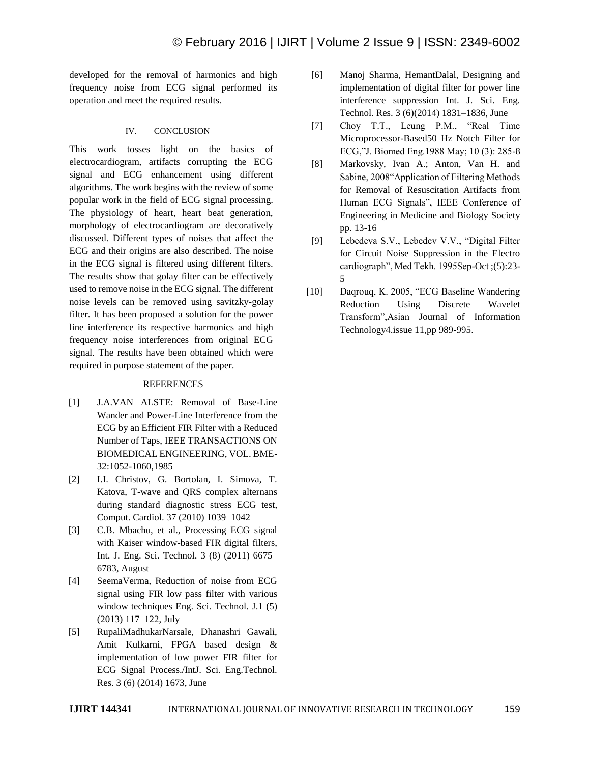developed for the removal of harmonics and high frequency noise from ECG signal performed its operation and meet the required results.

## IV. CONCLUSION

This work tosses light on the basics of electrocardiogram, artifacts corrupting the ECG signal and ECG enhancement using different algorithms. The work begins with the review of some popular work in the field of ECG signal processing. The physiology of heart, heart beat generation, morphology of electrocardiogram are decoratively discussed. Different types of noises that affect the ECG and their origins are also described. The noise in the ECG signal is filtered using different filters. The results show that golay filter can be effectively used to remove noise in the ECG signal. The different noise levels can be removed using savitzky-golay filter. It has been proposed a solution for the power line interference its respective harmonics and high frequency noise interferences from original ECG signal. The results have been obtained which were required in purpose statement of the paper.

## REFERENCES

[1] J.A.VAN ALSTE: Removal of Base-Line Wander and Power-Line Interference from the ECG by an Efficient FIR Filter with a Reduced Number of Taps, IEEE TRANSACTIONS ON BIOMEDICAL ENGINEERING, VOL. BME-32:1052-1060,1985

[2] I.I. Christov, G. Bortolan, I. Simova, T. Katova, T-wave and QRS complex alternans during standard diagnostic stress ECG test, Comput. Cardiol. 37 (2010) 1039–1042

[3] C.B. Mbachu, et al., Processing ECG signal with Kaiser window-based FIR digital filters, Int. J. Eng. Sci. Technol. 3 (8) (2011) 6675–6783, August

[4] SeemaVerma, Reduction of noise from ECG signal using FIR low pass filter with various window techniques Eng. Sci. Technol. J.1 (5) (2013) 117–122, July

[5] RupaliMadhukarNarsale, Dhanashri Gawali, Amit Kulkarni, FPGA based design & implementation of low power FIR filter for ECG Signal Process./IntJ. Sci. Eng.Technol. Res. 3 (6) (2014) 1673, June

[6] Manoj Sharma, HemantDalal, Designing and implementation of digital filter for power line interference suppression Int. J. Sci. Eng. Technol. Res. 3 (6)(2014) 1831–1836, June

[7] Choy T.T., Leung P.M., "Real Time Microprocessor-Based50 Hz Notch Filter for ECG,"J. Biomed Eng.1988 May; 10 (3): 285-8

[8] Markovsky, Ivan A.; Anton, Van H. and Sabine, 2008"Application of Filtering Methods for Removal of Resuscitation Artifacts from Human ECG Signals", IEEE Conference of Engineering in Medicine and Biology Society pp. 13-16

[9] Lebedeva S.V., Lebedev V.V., "Digital Filter for Circuit Noise Suppression in the Electro cardiograph", Med Tekh. 1995Sep-Oct ;(5):23-5

[10] Daqrouq, K. 2005, "ECG Baseline Wandering Reduction Using Discrete Wavelet Transform",Asian Journal of Information Technology4.issue 11,pp 989-995.